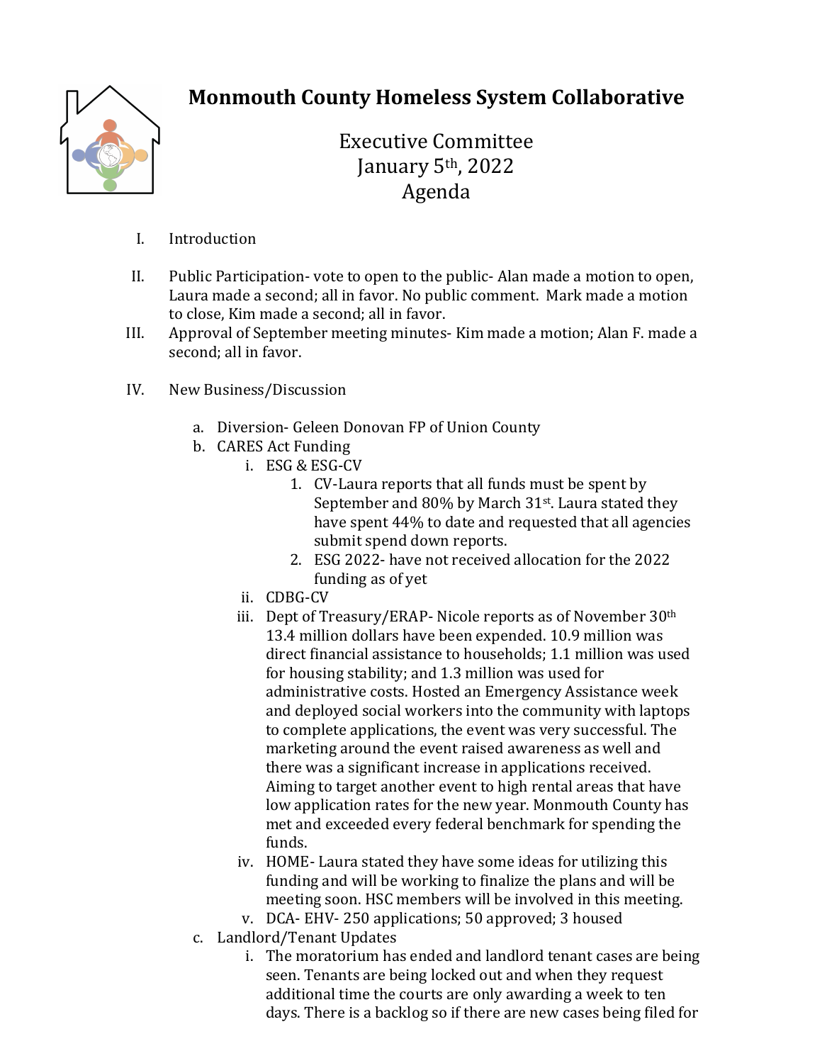# Monmouth County Homeless System Collaborative

Executive Committee
January 5th, 2022
Agenda

I. Introduction

II. Public Participation- vote to open to the public- Alan made a motion to open, Laura made a second; all in favor. No public comment. Mark made a motion to close, Kim made a second; all in favor.

III. Approval of September meeting minutes- Kim made a motion; Alan F. made a second; all in favor.

IV. New Business/Discussion

   a. Diversion- Geleen Donovan FP of Union County
   b. CARES Act Funding
      i. ESG & ESG-CV
         1. CV-Laura reports that all funds must be spent by September and 80% by March 31st. Laura stated they have spent 44% to date and requested that all agencies submit spend down reports.
         2. ESG 2022- have not received allocation for the 2022 funding as of yet
      ii. CDBG-CV
      iii. Dept of Treasury/ERAP- Nicole reports as of November 30th 13.4 million dollars have been expended. 10.9 million was direct financial assistance to households; 1.1 million was used for housing stability; and 1.3 million was used for administrative costs. Hosted an Emergency Assistance week and deployed social workers into the community with laptops to complete applications, the event was very successful. The marketing around the event raised awareness as well and there was a significant increase in applications received. Aiming to target another event to high rental areas that have low application rates for the new year. Monmouth County has met and exceeded every federal benchmark for spending the funds.
      iv. HOME- Laura stated they have some ideas for utilizing this funding and will be working to finalize the plans and will be meeting soon. HSC members will be involved in this meeting.
      v. DCA- EHV- 250 applications; 50 approved; 3 housed
   c. Landlord/Tenant Updates
      i. The moratorium has ended and landlord tenant cases are being seen. Tenants are being locked out and when they request additional time the courts are only awarding a week to ten days. There is a backlog so if there are new cases being filed for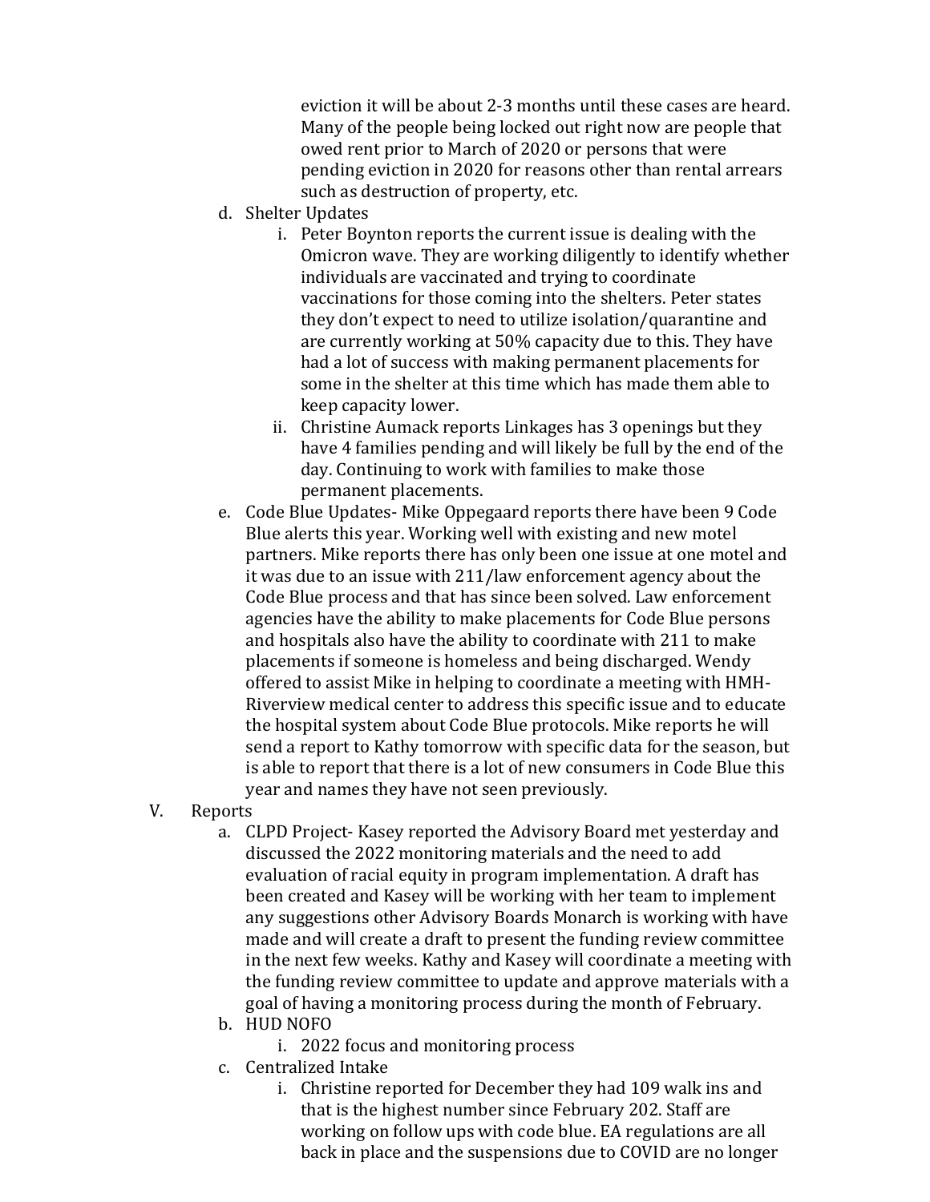eviction it will be about 2-3 months until these cases are heard. Many of the people being locked out right now are people that owed rent prior to March of 2020 or persons that were pending eviction in 2020 for reasons other than rental arrears such as destruction of property, etc.

- d. Shelter Updates
    - i. Peter Boynton reports the current issue is dealing with the Omicron wave. They are working diligently to identify whether individuals are vaccinated and trying to coordinate vaccinations for those coming into the shelters. Peter states they don't expect to need to utilize isolation/quarantine and are currently working at 50% capacity due to this. They have had a lot of success with making permanent placements for some in the shelter at this time which has made them able to keep capacity lower.
    - ii. Christine Aumack reports Linkages has 3 openings but they have 4 families pending and will likely be full by the end of the day. Continuing to work with families to make those permanent placements.
- e. Code Blue Updates- Mike Oppegaard reports there have been 9 Code Blue alerts this year. Working well with existing and new motel partners. Mike reports there has only been one issue at one motel and it was due to an issue with 211/law enforcement agency about the Code Blue process and that has since been solved. Law enforcement agencies have the ability to make placements for Code Blue persons and hospitals also have the ability to coordinate with 211 to make placements if someone is homeless and being discharged. Wendy offered to assist Mike in helping to coordinate a meeting with HMH-Riverview medical center to address this specific issue and to educate the hospital system about Code Blue protocols. Mike reports he will send a report to Kathy tomorrow with specific data for the season, but is able to report that there is a lot of new consumers in Code Blue this year and names they have not seen previously.

V. Reports

- a. CLPD Project- Kasey reported the Advisory Board met yesterday and discussed the 2022 monitoring materials and the need to add evaluation of racial equity in program implementation. A draft has been created and Kasey will be working with her team to implement any suggestions other Advisory Boards Monarch is working with have made and will create a draft to present the funding review committee in the next few weeks. Kathy and Kasey will coordinate a meeting with the funding review committee to update and approve materials with a goal of having a monitoring process during the month of February.
- b. HUD NOFO
    - i. 2022 focus and monitoring process
- c. Centralized Intake
    - i. Christine reported for December they had 109 walk ins and that is the highest number since February 202. Staff are working on follow ups with code blue. EA regulations are all back in place and the suspensions due to COVID are no longer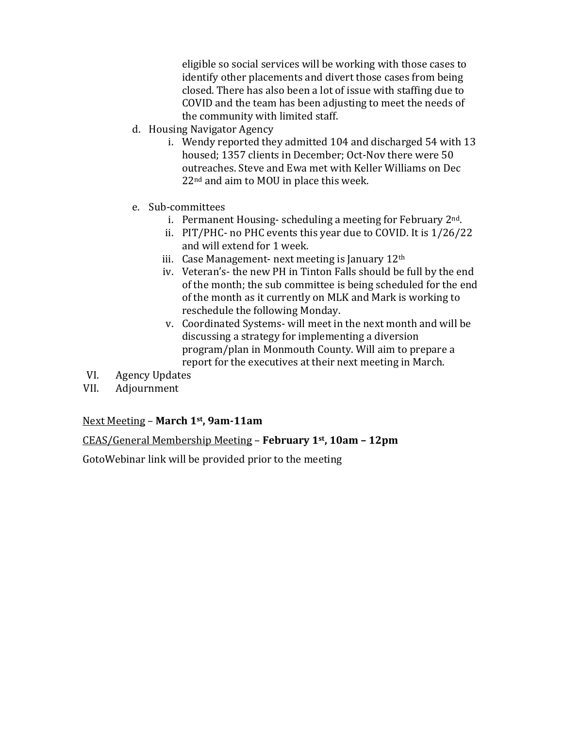eligible so social services will be working with those cases to identify other placements and divert those cases from being closed. There has also been a lot of issue with staffing due to COVID and the team has been adjusting to meet the needs of the community with limited staff.

d. Housing Navigator Agency

   i. Wendy reported they admitted 104 and discharged 54 with 13 housed; 1357 clients in December; Oct-Nov there were 50 outreaches. Steve and Ewa met with Keller Williams on Dec 22nd and aim to MOU in place this week.

e. Sub-committees

   i. Permanent Housing- scheduling a meeting for February 2nd.
   ii. PIT/PHC- no PHC events this year due to COVID. It is 1/26/22 and will extend for 1 week.
   iii. Case Management- next meeting is January 12th
   iv. Veteran's- the new PH in Tinton Falls should be full by the end of the month; the sub committee is being scheduled for the end of the month as it currently on MLK and Mark is working to reschedule the following Monday.
   v. Coordinated Systems- will meet in the next month and will be discussing a strategy for implementing a diversion program/plan in Monmouth County. Will aim to prepare a report for the executives at their next meeting in March.

VI. Agency Updates

VII. Adjournment

<u>Next Meeting</u> – **March 1st, 9am-11am**

<u>CEAS/General Membership Meeting</u> – **February 1st, 10am – 12pm**

GotoWebinar link will be provided prior to the meeting